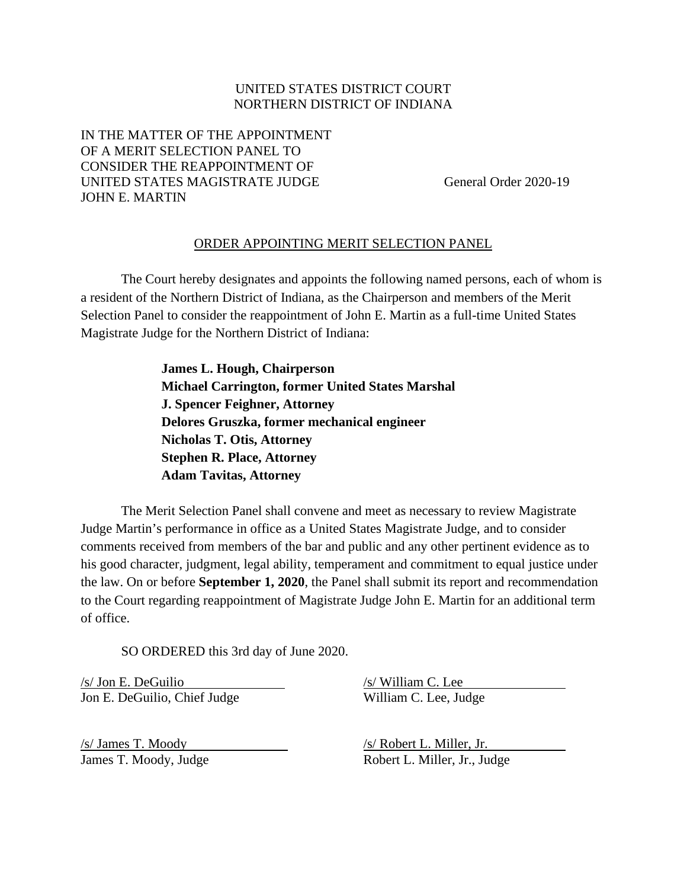UNITED STATES DISTRICT COURT
NORTHERN DISTRICT OF INDIANA

IN THE MATTER OF THE APPOINTMENT OF A MERIT SELECTION PANEL TO CONSIDER THE REAPPOINTMENT OF UNITED STATES MAGISTRATE JUDGE JOHN E. MARTIN

General Order 2020-19

## ORDER APPOINTING MERIT SELECTION PANEL

The Court hereby designates and appoints the following named persons, each of whom is a resident of the Northern District of Indiana, as the Chairperson and members of the Merit Selection Panel to consider the reappointment of John E. Martin as a full-time United States Magistrate Judge for the Northern District of Indiana:

**James L. Hough, Chairperson**
**Michael Carrington, former United States Marshal**
**J. Spencer Feighner, Attorney**
**Delores Gruszka, former mechanical engineer**
**Nicholas T. Otis, Attorney**
**Stephen R. Place, Attorney**
**Adam Tavitas, Attorney**

The Merit Selection Panel shall convene and meet as necessary to review Magistrate Judge Martin's performance in office as a United States Magistrate Judge, and to consider comments received from members of the bar and public and any other pertinent evidence as to his good character, judgment, legal ability, temperament and commitment to equal justice under the law. On or before **September 1, 2020**, the Panel shall submit its report and recommendation to the Court regarding reappointment of Magistrate Judge John E. Martin for an additional term of office.

SO ORDERED this 3rd day of June 2020.

/s/ Jon E. DeGuilio
Jon E. DeGuilio, Chief Judge

/s/ William C. Lee
William C. Lee, Judge

/s/ James T. Moody
James T. Moody, Judge

/s/ Robert L. Miller, Jr.
Robert L. Miller, Jr., Judge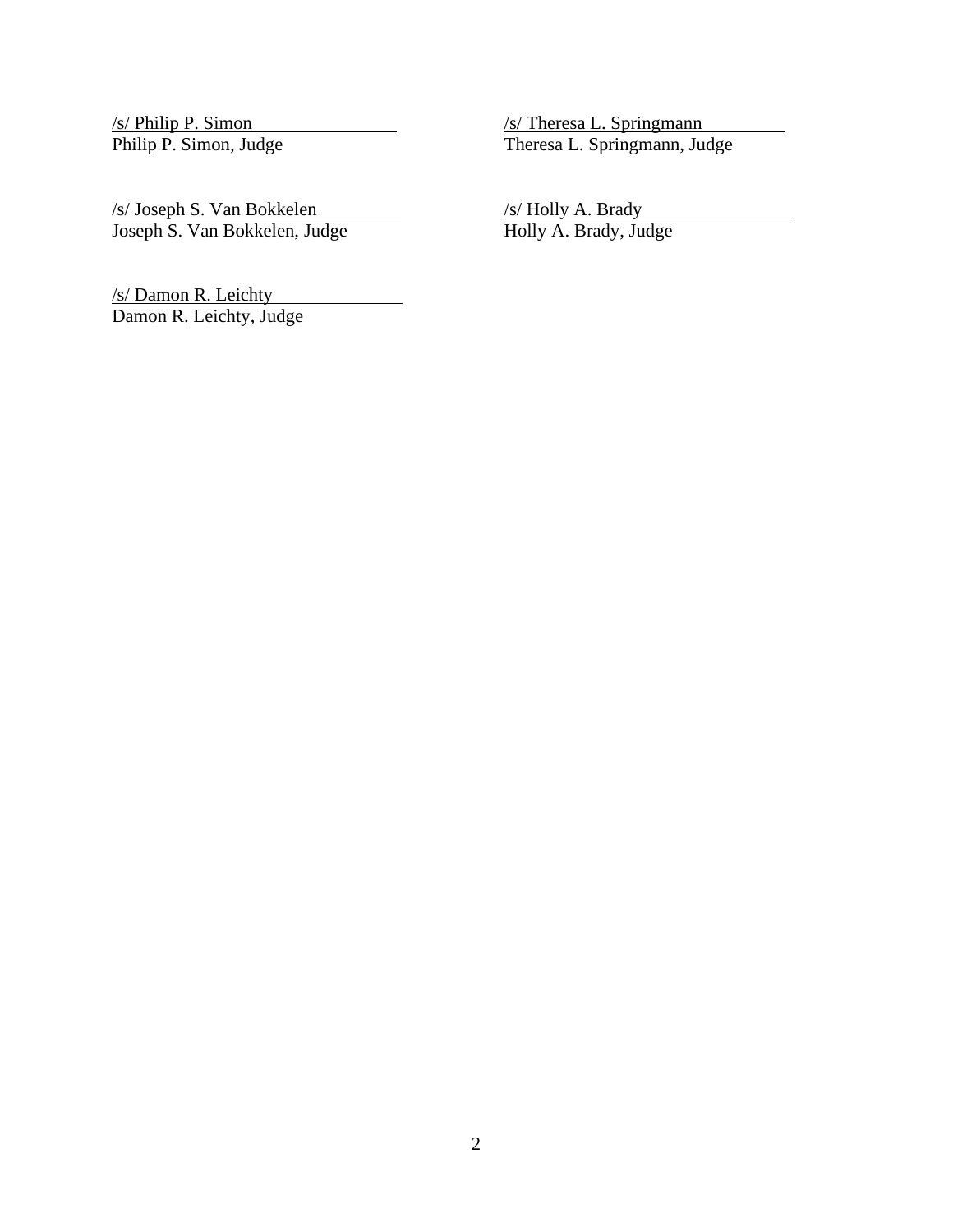/s/ Philip P. Simon
Philip P. Simon, Judge

/s/ Theresa L. Springmann
Theresa L. Springmann, Judge

/s/ Joseph S. Van Bokkelen
Joseph S. Van Bokkelen, Judge

/s/ Holly A. Brady
Holly A. Brady, Judge

/s/ Damon R. Leichty
Damon R. Leichty, Judge